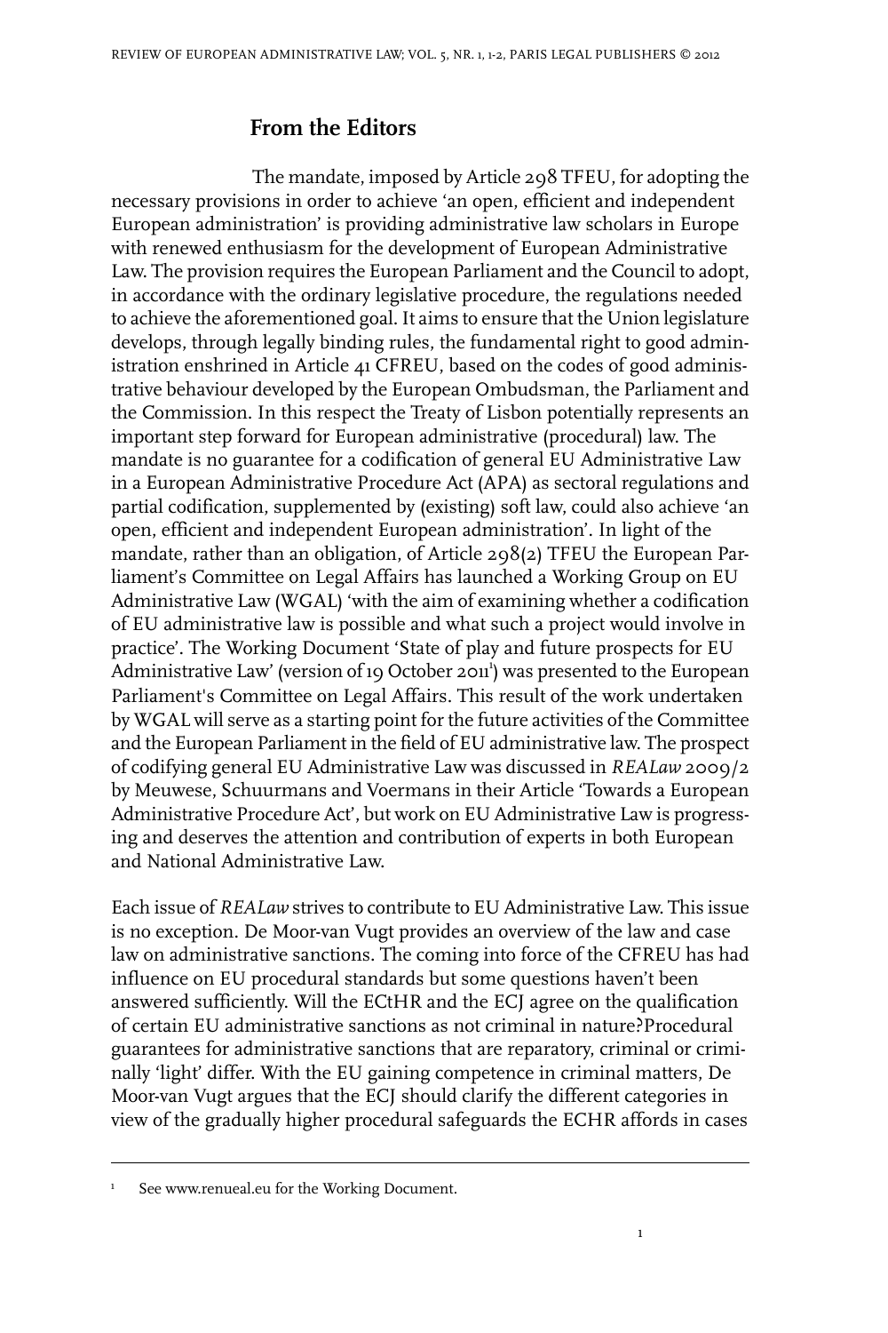# From the Editors

The mandate, imposed by Article 298 TFEU, for adopting the necessary provisions in order to achieve 'an open, efficient and independent European administration' is providing administrative law scholars in Europe with renewed enthusiasm for the development of European Administrative Law. The provision requires the European Parliament and the Council to adopt, in accordance with the ordinary legislative procedure, the regulations needed to achieve the aforementioned goal. It aims to ensure that the Union legislature develops, through legally binding rules, the fundamental right to good administration enshrined in Article 41 CFREU, based on the codes of good administrative behaviour developed by the European Ombudsman, the Parliament and the Commission. In this respect the Treaty of Lisbon potentially represents an important step forward for European administrative (procedural) law. The mandate is no guarantee for a codification of general EU Administrative Law in a European Administrative Procedure Act (APA) as sectoral regulations and partial codification, supplemented by (existing) soft law, could also achieve 'an open, efficient and independent European administration'. In light of the mandate, rather than an obligation, of Article 298(2) TFEU the European Parliament's Committee on Legal Affairs has launched a Working Group on EU Administrative Law (WGAL) 'with the aim of examining whether a codification of EU administrative law is possible and what such a project would involve in practice'. The Working Document 'State of play and future prospects for EU Administrative Law' (version of 19 October 2011[1]) was presented to the European Parliament's Committee on Legal Affairs. This result of the work undertaken by WGAL will serve as a starting point for the future activities of the Committee and the European Parliament in the field of EU administrative law. The prospect of codifying general EU Administrative Law was discussed in *REALaw* 2009/2 by Meuwese, Schuurmans and Voermans in their Article 'Towards a European Administrative Procedure Act', but work on EU Administrative Law is progressing and deserves the attention and contribution of experts in both European and National Administrative Law.

Each issue of *REALaw* strives to contribute to EU Administrative Law. This issue is no exception. De Moor-van Vugt provides an overview of the law and case law on administrative sanctions. The coming into force of the CFREU has had influence on EU procedural standards but some questions haven't been answered sufficiently. Will the ECtHR and the ECJ agree on the qualification of certain EU administrative sanctions as not criminal in nature?Procedural guarantees for administrative sanctions that are reparatory, criminal or criminally 'light' differ. With the EU gaining competence in criminal matters, De Moor-van Vugt argues that the ECJ should clarify the different categories in view of the gradually higher procedural safeguards the ECHR affords in cases

---

[1] See www.renueal.eu for the Working Document.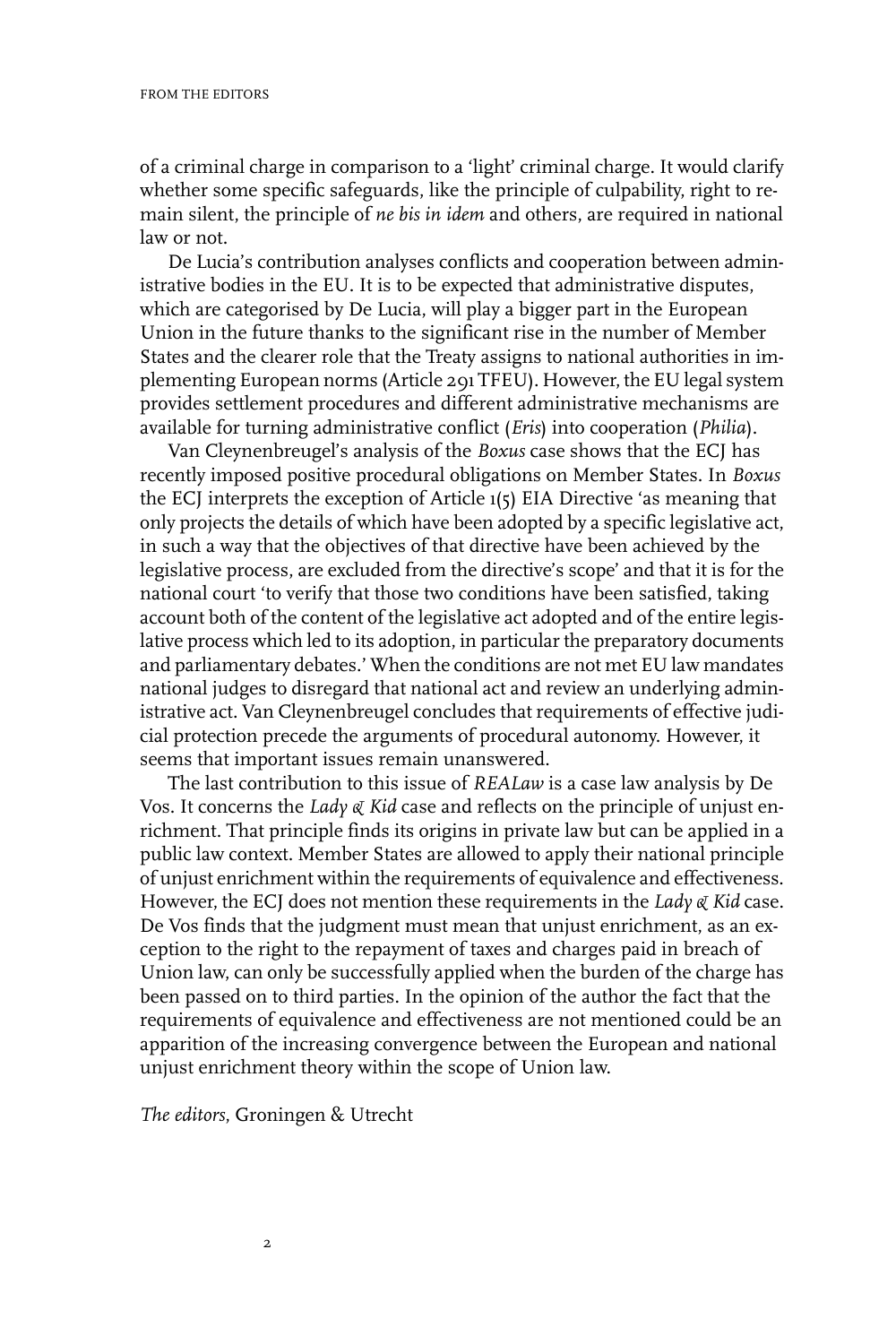of a criminal charge in comparison to a 'light' criminal charge. It would clarify whether some specific safeguards, like the principle of culpability, right to remain silent, the principle of *ne bis in idem* and others, are required in national law or not.

De Lucia's contribution analyses conflicts and cooperation between administrative bodies in the EU. It is to be expected that administrative disputes, which are categorised by De Lucia, will play a bigger part in the European Union in the future thanks to the significant rise in the number of Member States and the clearer role that the Treaty assigns to national authorities in implementing European norms (Article 291 TFEU). However, the EU legal system provides settlement procedures and different administrative mechanisms are available for turning administrative conflict (*Eris*) into cooperation (*Philia*).

Van Cleynenbreugel's analysis of the *Boxus* case shows that the ECJ has recently imposed positive procedural obligations on Member States. In *Boxus* the ECJ interprets the exception of Article 1(5) EIA Directive 'as meaning that only projects the details of which have been adopted by a specific legislative act, in such a way that the objectives of that directive have been achieved by the legislative process, are excluded from the directive's scope' and that it is for the national court 'to verify that those two conditions have been satisfied, taking account both of the content of the legislative act adopted and of the entire legislative process which led to its adoption, in particular the preparatory documents and parliamentary debates.' When the conditions are not met EU law mandates national judges to disregard that national act and review an underlying administrative act. Van Cleynenbreugel concludes that requirements of effective judicial protection precede the arguments of procedural autonomy. However, it seems that important issues remain unanswered.

The last contribution to this issue of *REALaw* is a case law analysis by De Vos. It concerns the *Lady & Kid* case and reflects on the principle of unjust enrichment. That principle finds its origins in private law but can be applied in a public law context. Member States are allowed to apply their national principle of unjust enrichment within the requirements of equivalence and effectiveness. However, the ECJ does not mention these requirements in the *Lady & Kid* case. De Vos finds that the judgment must mean that unjust enrichment, as an exception to the right to the repayment of taxes and charges paid in breach of Union law, can only be successfully applied when the burden of the charge has been passed on to third parties. In the opinion of the author the fact that the requirements of equivalence and effectiveness are not mentioned could be an apparition of the increasing convergence between the European and national unjust enrichment theory within the scope of Union law.

*The editors*, Groningen & Utrecht